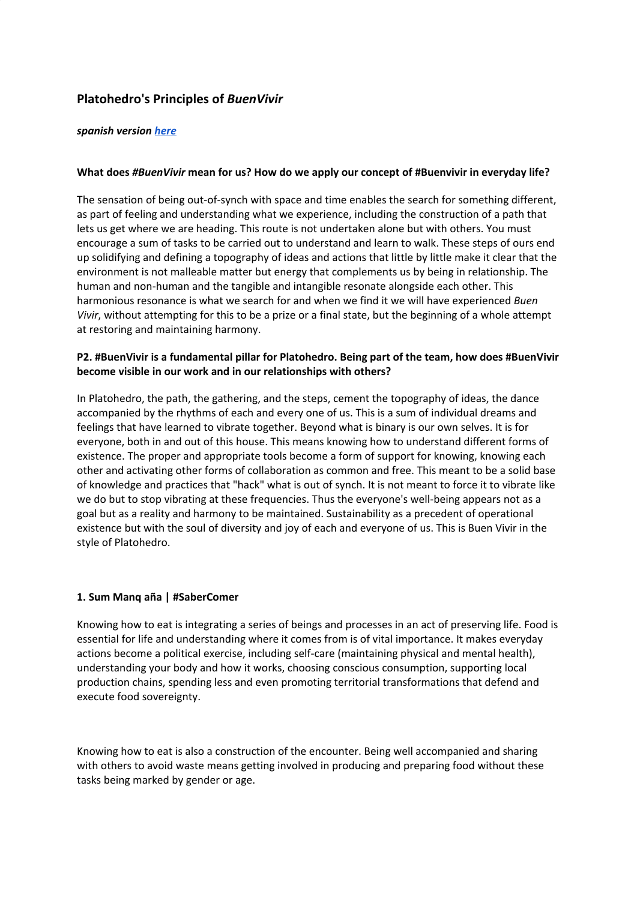## Platohedro's Principles of *BuenVivir*

***spanish version [here]()***

**What does *#BuenVivir* mean for us? How do we apply our concept of #Buenvivir in everyday life?**

The sensation of being out-of-synch with space and time enables the search for something different, as part of feeling and understanding what we experience, including the construction of a path that lets us get where we are heading. This route is not undertaken alone but with others. You must encourage a sum of tasks to be carried out to understand and learn to walk. These steps of ours end up solidifying and defining a topography of ideas and actions that little by little make it clear that the environment is not malleable matter but energy that complements us by being in relationship. The human and non-human and the tangible and intangible resonate alongside each other. This harmonious resonance is what we search for and when we find it we will have experienced *Buen Vivir*, without attempting for this to be a prize or a final state, but the beginning of a whole attempt at restoring and maintaining harmony.

**P2. #BuenVivir is a fundamental pillar for Platohedro. Being part of the team, how does #BuenVivir become visible in our work and in our relationships with others?**

In Platohedro, the path, the gathering, and the steps, cement the topography of ideas, the dance accompanied by the rhythms of each and every one of us. This is a sum of individual dreams and feelings that have learned to vibrate together. Beyond what is binary is our own selves. It is for everyone, both in and out of this house. This means knowing how to understand different forms of existence. The proper and appropriate tools become a form of support for knowing, knowing each other and activating other forms of collaboration as common and free. This meant to be a solid base of knowledge and practices that "hack" what is out of synch. It is not meant to force it to vibrate like we do but to stop vibrating at these frequencies. Thus the everyone's well-being appears not as a goal but as a reality and harmony to be maintained. Sustainability as a precedent of operational existence but with the soul of diversity and joy of each and everyone of us. This is Buen Vivir in the style of Platohedro.

**1. Sum Manq aña | #SaberComer**

Knowing how to eat is integrating a series of beings and processes in an act of preserving life. Food is essential for life and understanding where it comes from is of vital importance. It makes everyday actions become a political exercise, including self-care (maintaining physical and mental health), understanding your body and how it works, choosing conscious consumption, supporting local production chains, spending less and even promoting territorial transformations that defend and execute food sovereignty.

Knowing how to eat is also a construction of the encounter. Being well accompanied and sharing with others to avoid waste means getting involved in producing and preparing food without these tasks being marked by gender or age.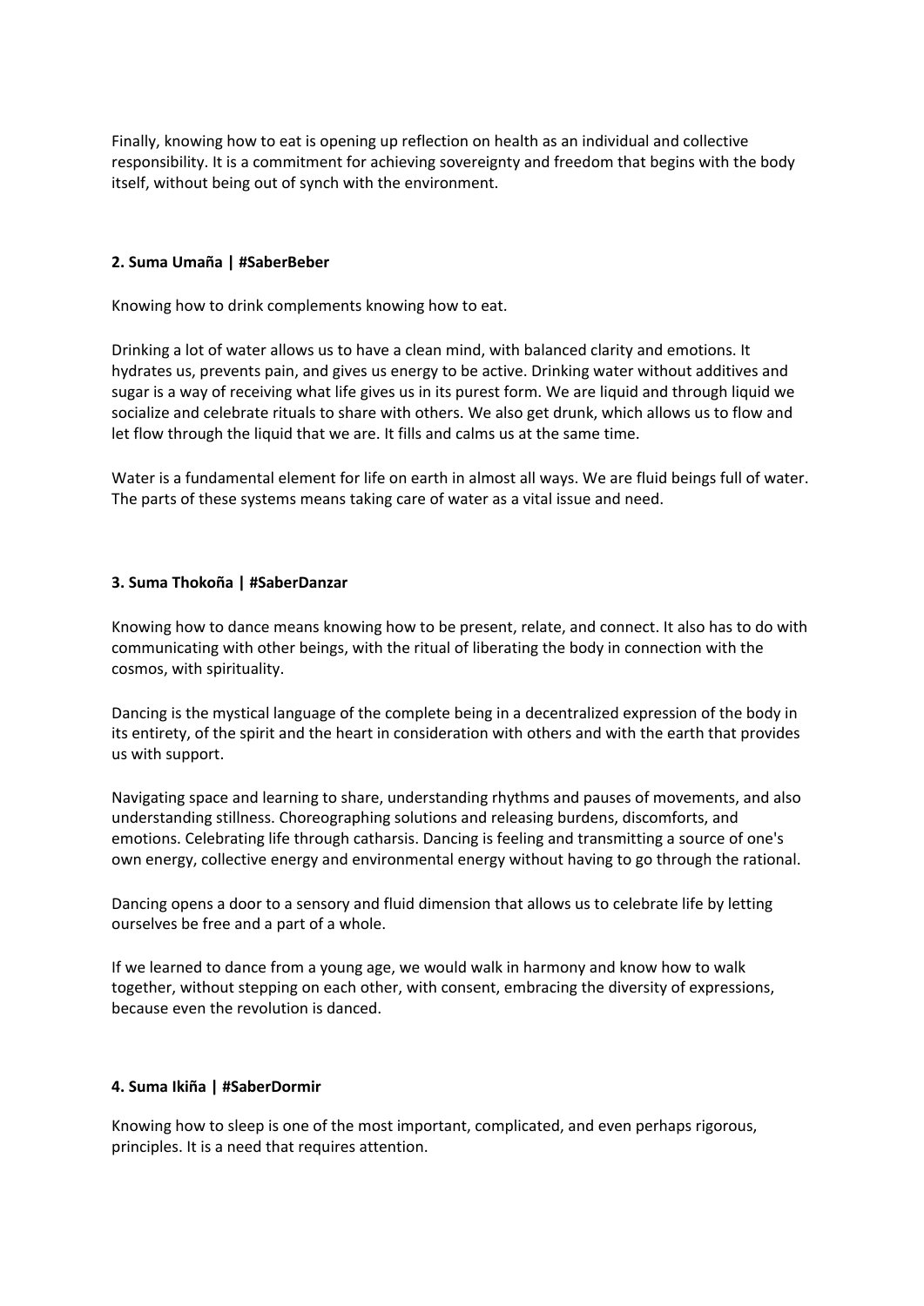Finally, knowing how to eat is opening up reflection on health as an individual and collective responsibility. It is a commitment for achieving sovereignty and freedom that begins with the body itself, without being out of synch with the environment.

**2. Suma Umaña | #SaberBeber**

Knowing how to drink complements knowing how to eat.

Drinking a lot of water allows us to have a clean mind, with balanced clarity and emotions. It hydrates us, prevents pain, and gives us energy to be active. Drinking water without additives and sugar is a way of receiving what life gives us in its purest form. We are liquid and through liquid we socialize and celebrate rituals to share with others. We also get drunk, which allows us to flow and let flow through the liquid that we are. It fills and calms us at the same time.

Water is a fundamental element for life on earth in almost all ways. We are fluid beings full of water. The parts of these systems means taking care of water as a vital issue and need.

**3. Suma Thokoña | #SaberDanzar**

Knowing how to dance means knowing how to be present, relate, and connect. It also has to do with communicating with other beings, with the ritual of liberating the body in connection with the cosmos, with spirituality.

Dancing is the mystical language of the complete being in a decentralized expression of the body in its entirety, of the spirit and the heart in consideration with others and with the earth that provides us with support.

Navigating space and learning to share, understanding rhythms and pauses of movements, and also understanding stillness. Choreographing solutions and releasing burdens, discomforts, and emotions. Celebrating life through catharsis. Dancing is feeling and transmitting a source of one's own energy, collective energy and environmental energy without having to go through the rational.

Dancing opens a door to a sensory and fluid dimension that allows us to celebrate life by letting ourselves be free and a part of a whole.

If we learned to dance from a young age, we would walk in harmony and know how to walk together, without stepping on each other, with consent, embracing the diversity of expressions, because even the revolution is danced.

**4. Suma Ikiña | #SaberDormir**

Knowing how to sleep is one of the most important, complicated, and even perhaps rigorous, principles. It is a need that requires attention.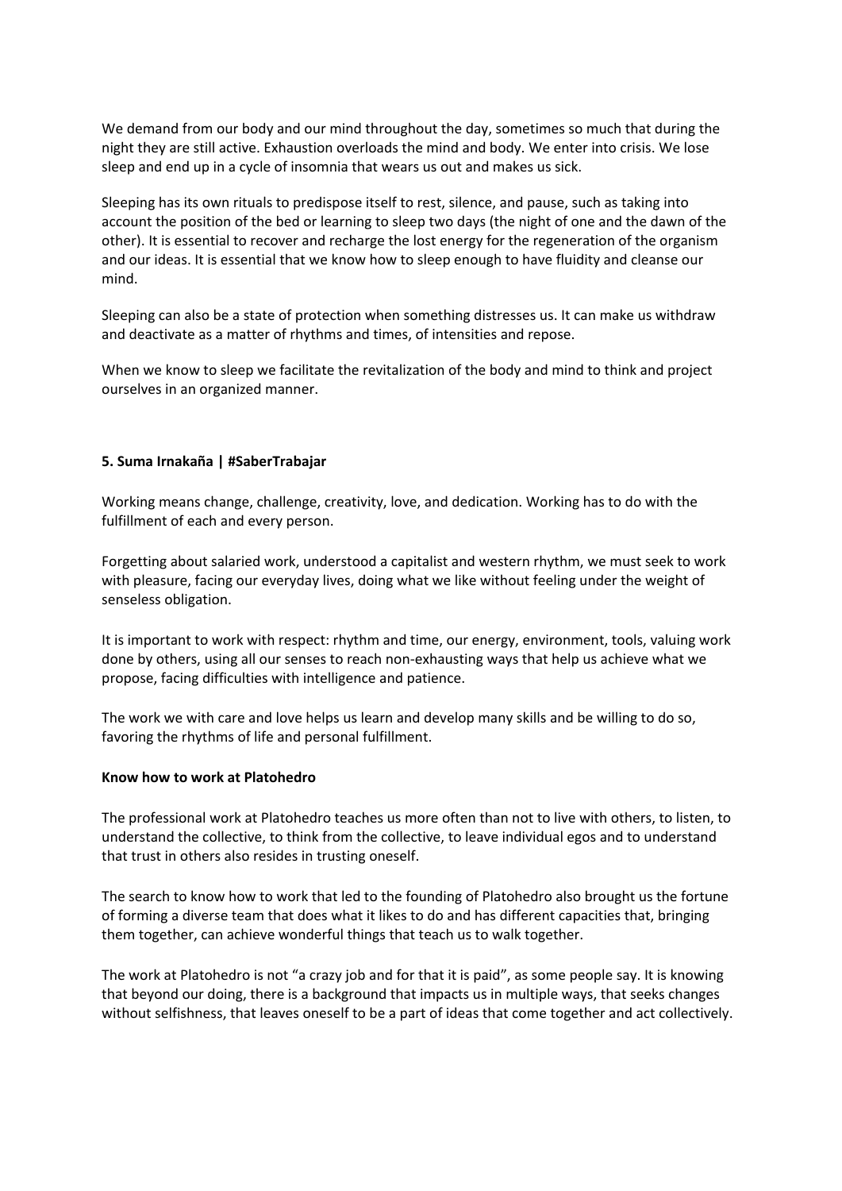We demand from our body and our mind throughout the day, sometimes so much that during the night they are still active. Exhaustion overloads the mind and body. We enter into crisis. We lose sleep and end up in a cycle of insomnia that wears us out and makes us sick.

Sleeping has its own rituals to predispose itself to rest, silence, and pause, such as taking into account the position of the bed or learning to sleep two days (the night of one and the dawn of the other). It is essential to recover and recharge the lost energy for the regeneration of the organism and our ideas. It is essential that we know how to sleep enough to have fluidity and cleanse our mind.

Sleeping can also be a state of protection when something distresses us. It can make us withdraw and deactivate as a matter of rhythms and times, of intensities and repose.

When we know to sleep we facilitate the revitalization of the body and mind to think and project ourselves in an organized manner.

**5. Suma Irnakaña | #SaberTrabajar**

Working means change, challenge, creativity, love, and dedication. Working has to do with the fulfillment of each and every person.

Forgetting about salaried work, understood a capitalist and western rhythm, we must seek to work with pleasure, facing our everyday lives, doing what we like without feeling under the weight of senseless obligation.

It is important to work with respect: rhythm and time, our energy, environment, tools, valuing work done by others, using all our senses to reach non-exhausting ways that help us achieve what we propose, facing difficulties with intelligence and patience.

The work we with care and love helps us learn and develop many skills and be willing to do so, favoring the rhythms of life and personal fulfillment.

**Know how to work at Platohedro**

The professional work at Platohedro teaches us more often than not to live with others, to listen, to understand the collective, to think from the collective, to leave individual egos and to understand that trust in others also resides in trusting oneself.

The search to know how to work that led to the founding of Platohedro also brought us the fortune of forming a diverse team that does what it likes to do and has different capacities that, bringing them together, can achieve wonderful things that teach us to walk together.

The work at Platohedro is not "a crazy job and for that it is paid", as some people say. It is knowing that beyond our doing, there is a background that impacts us in multiple ways, that seeks changes without selfishness, that leaves oneself to be a part of ideas that come together and act collectively.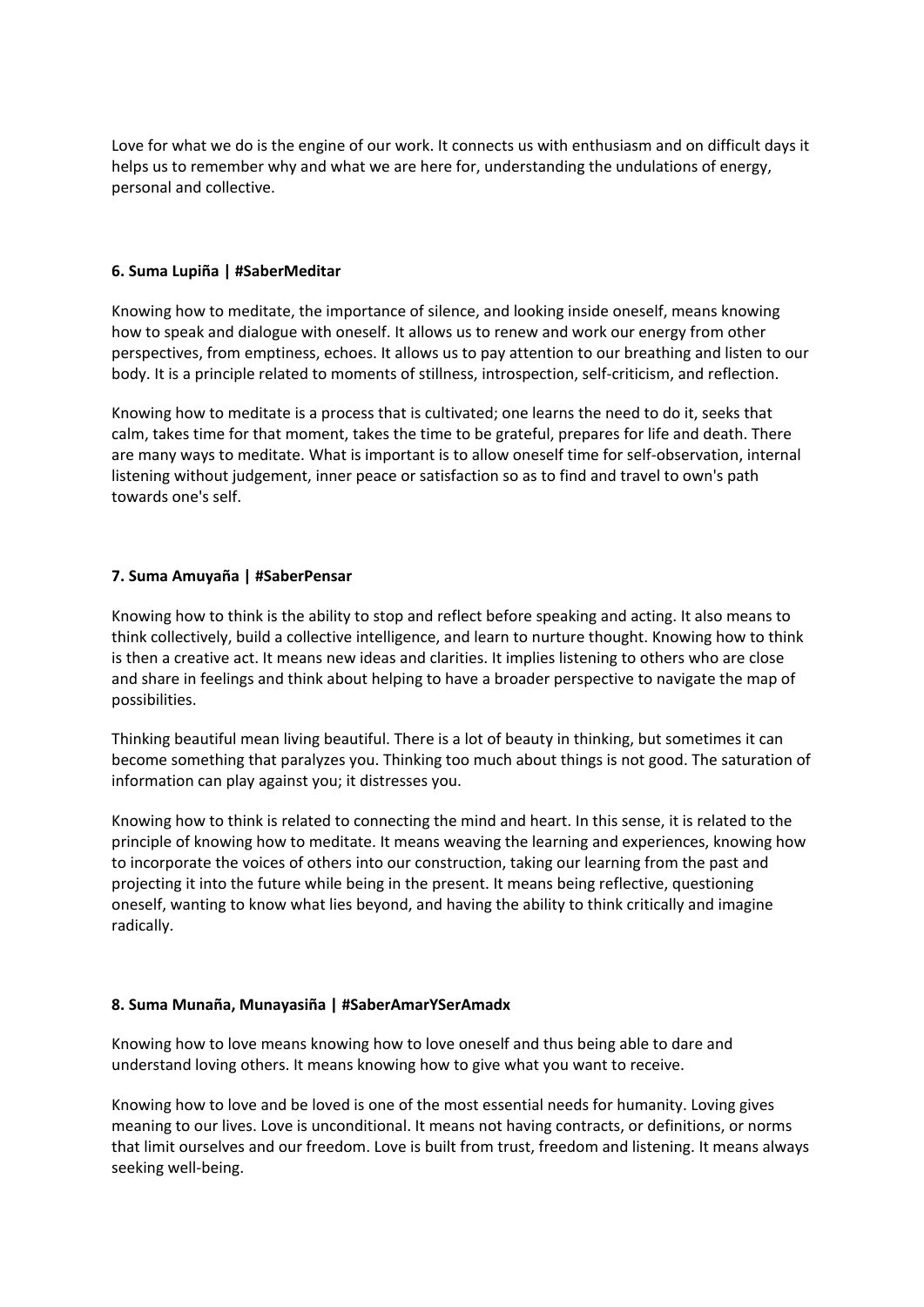Love for what we do is the engine of our work. It connects us with enthusiasm and on difficult days it helps us to remember why and what we are here for, understanding the undulations of energy, personal and collective.

### 6. Suma Lupiña | #SaberMeditar

Knowing how to meditate, the importance of silence, and looking inside oneself, means knowing how to speak and dialogue with oneself. It allows us to renew and work our energy from other perspectives, from emptiness, echoes. It allows us to pay attention to our breathing and listen to our body. It is a principle related to moments of stillness, introspection, self-criticism, and reflection.

Knowing how to meditate is a process that is cultivated; one learns the need to do it, seeks that calm, takes time for that moment, takes the time to be grateful, prepares for life and death. There are many ways to meditate. What is important is to allow oneself time for self-observation, internal listening without judgement, inner peace or satisfaction so as to find and travel to own's path towards one's self.

### 7. Suma Amuyaña | #SaberPensar

Knowing how to think is the ability to stop and reflect before speaking and acting. It also means to think collectively, build a collective intelligence, and learn to nurture thought. Knowing how to think is then a creative act. It means new ideas and clarities. It implies listening to others who are close and share in feelings and think about helping to have a broader perspective to navigate the map of possibilities.

Thinking beautiful mean living beautiful. There is a lot of beauty in thinking, but sometimes it can become something that paralyzes you. Thinking too much about things is not good. The saturation of information can play against you; it distresses you.

Knowing how to think is related to connecting the mind and heart. In this sense, it is related to the principle of knowing how to meditate. It means weaving the learning and experiences, knowing how to incorporate the voices of others into our construction, taking our learning from the past and projecting it into the future while being in the present. It means being reflective, questioning oneself, wanting to know what lies beyond, and having the ability to think critically and imagine radically.

### 8. Suma Munaña, Munayasiña | #SaberAmarYSerAmadx

Knowing how to love means knowing how to love oneself and thus being able to dare and understand loving others. It means knowing how to give what you want to receive.

Knowing how to love and be loved is one of the most essential needs for humanity. Loving gives meaning to our lives. Love is unconditional. It means not having contracts, or definitions, or norms that limit ourselves and our freedom. Love is built from trust, freedom and listening. It means always seeking well-being.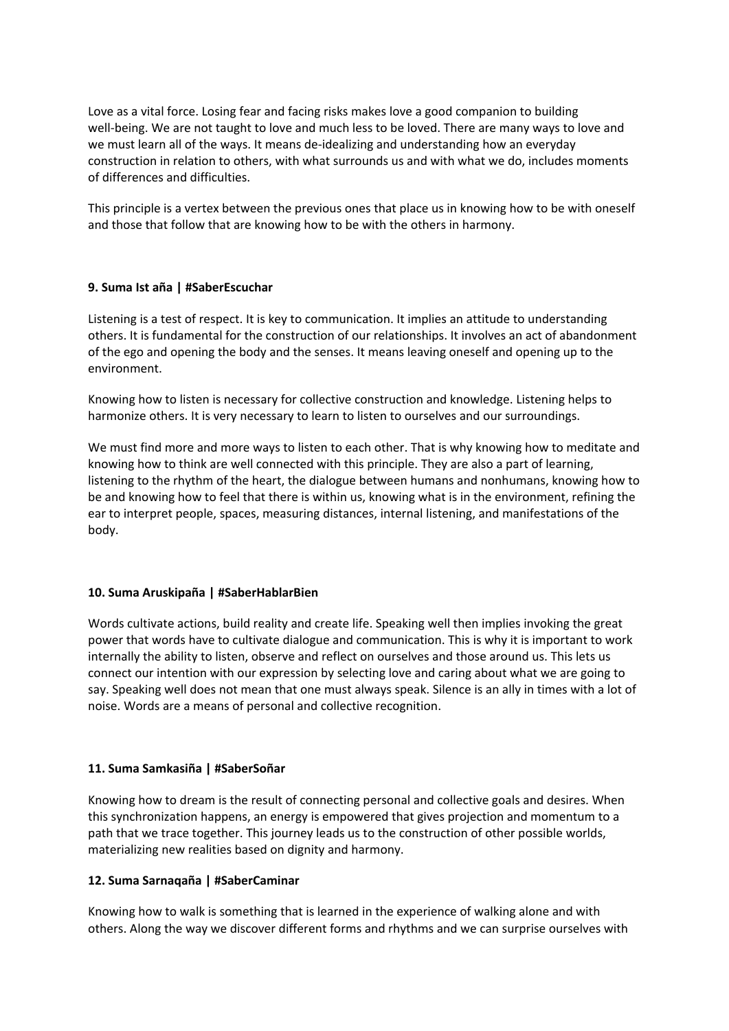Love as a vital force. Losing fear and facing risks makes love a good companion to building well-being. We are not taught to love and much less to be loved. There are many ways to love and we must learn all of the ways. It means de-idealizing and understanding how an everyday construction in relation to others, with what surrounds us and with what we do, includes moments of differences and difficulties.

This principle is a vertex between the previous ones that place us in knowing how to be with oneself and those that follow that are knowing how to be with the others in harmony.

**9. Suma Ist aña | #SaberEscuchar**

Listening is a test of respect. It is key to communication. It implies an attitude to understanding others. It is fundamental for the construction of our relationships. It involves an act of abandonment of the ego and opening the body and the senses. It means leaving oneself and opening up to the environment.

Knowing how to listen is necessary for collective construction and knowledge. Listening helps to harmonize others. It is very necessary to learn to listen to ourselves and our surroundings.

We must find more and more ways to listen to each other. That is why knowing how to meditate and knowing how to think are well connected with this principle. They are also a part of learning, listening to the rhythm of the heart, the dialogue between humans and nonhumans, knowing how to be and knowing how to feel that there is within us, knowing what is in the environment, refining the ear to interpret people, spaces, measuring distances, internal listening, and manifestations of the body.

**10. Suma Aruskipaña | #SaberHablarBien**

Words cultivate actions, build reality and create life. Speaking well then implies invoking the great power that words have to cultivate dialogue and communication. This is why it is important to work internally the ability to listen, observe and reflect on ourselves and those around us. This lets us connect our intention with our expression by selecting love and caring about what we are going to say. Speaking well does not mean that one must always speak. Silence is an ally in times with a lot of noise. Words are a means of personal and collective recognition.

**11. Suma Samkasiña | #SaberSoñar**

Knowing how to dream is the result of connecting personal and collective goals and desires. When this synchronization happens, an energy is empowered that gives projection and momentum to a path that we trace together. This journey leads us to the construction of other possible worlds, materializing new realities based on dignity and harmony.

**12. Suma Sarnaqaña | #SaberCaminar**

Knowing how to walk is something that is learned in the experience of walking alone and with others. Along the way we discover different forms and rhythms and we can surprise ourselves with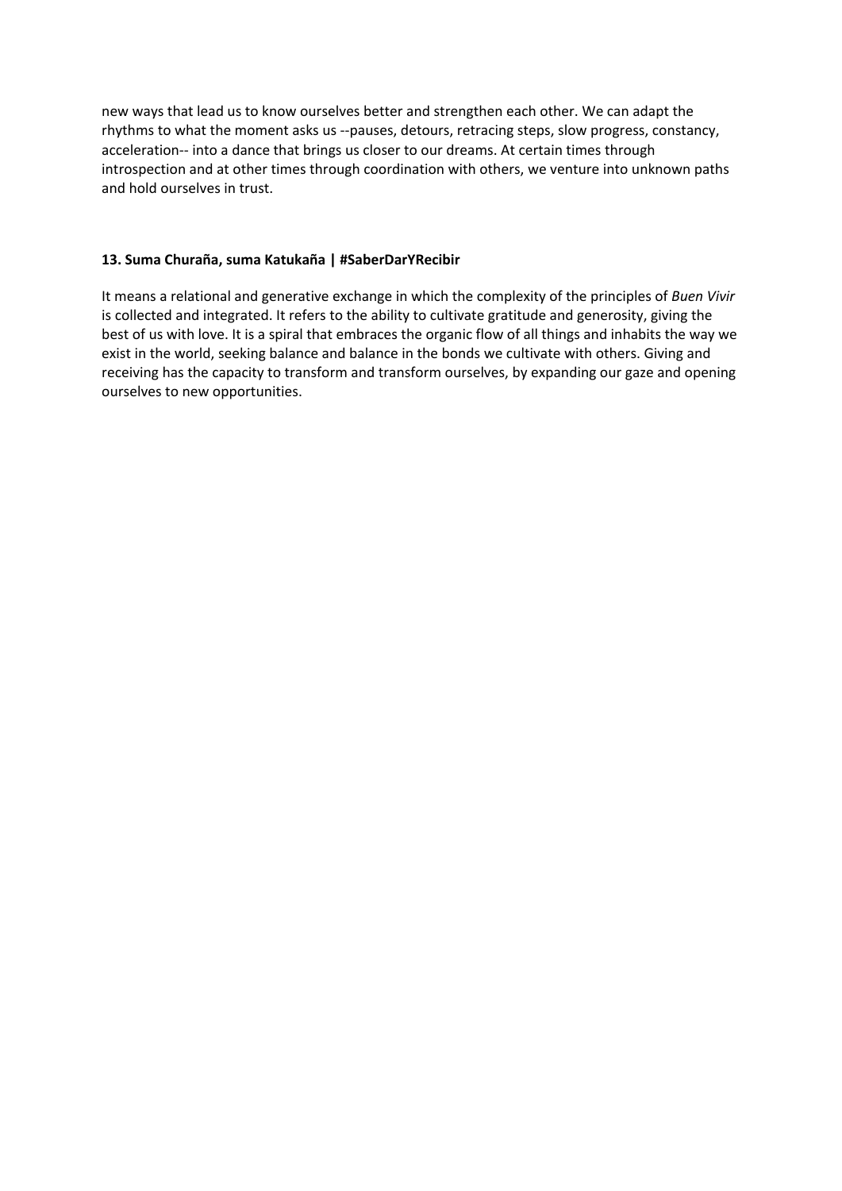new ways that lead us to know ourselves better and strengthen each other. We can adapt the rhythms to what the moment asks us --pauses, detours, retracing steps, slow progress, constancy, acceleration-- into a dance that brings us closer to our dreams. At certain times through introspection and at other times through coordination with others, we venture into unknown paths and hold ourselves in trust.

### 13. Suma Churaña, suma Katukaña | #SaberDarYRecibir

It means a relational and generative exchange in which the complexity of the principles of *Buen Vivir* is collected and integrated. It refers to the ability to cultivate gratitude and generosity, giving the best of us with love. It is a spiral that embraces the organic flow of all things and inhabits the way we exist in the world, seeking balance and balance in the bonds we cultivate with others. Giving and receiving has the capacity to transform and transform ourselves, by expanding our gaze and opening ourselves to new opportunities.